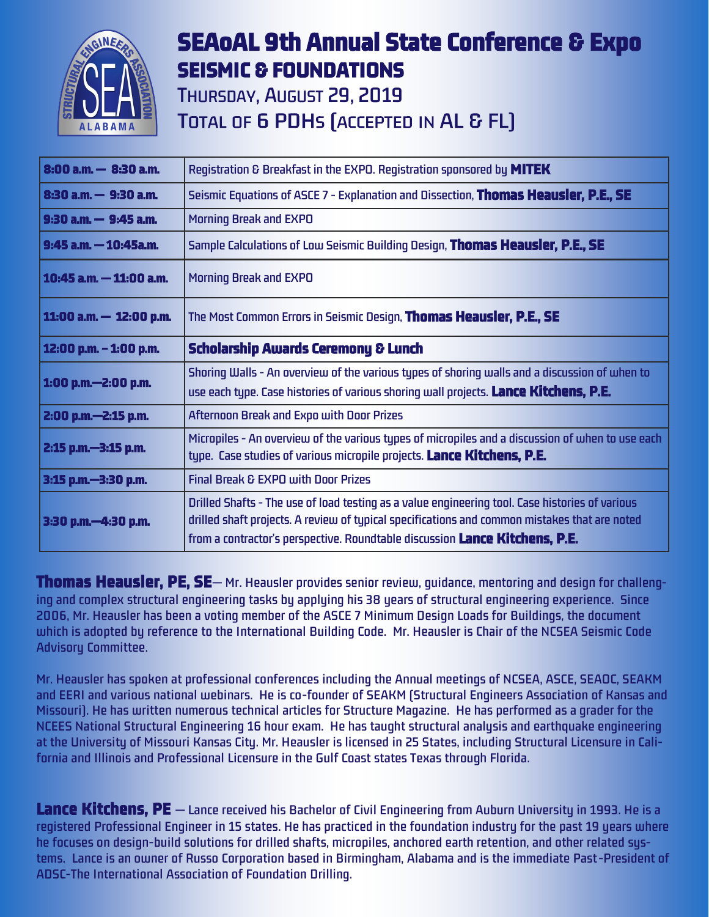# SEAoAL 9th Annual State Conference & Expo

## SEISMIC & FOUNDATIONS

### Thursday, August 29, 2019

### Total of 6 PDHs (accepted in AL & FL)

| | |
|---|---|
| **8:00 a.m. — 8:30 a.m.** | Registration & Breakfast in the EXPO. Registration sponsored by **MITEK** |
| **8:30 a.m. — 9:30 a.m.** | Seismic Equations of ASCE 7 - Explanation and Dissection, **Thomas Heausler, P.E., SE** |
| **9:30 a.m. — 9:45 a.m.** | Morning Break and EXPO |
| **9:45 a.m. — 10:45a.m.** | Sample Calculations of Low Seismic Building Design, **Thomas Heausler, P.E., SE** |
| **10:45 a.m. — 11:00 a.m.** | Morning Break and EXPO |
| **11:00 a.m. — 12:00 p.m.** | The Most Common Errors in Seismic Design, **Thomas Heausler, P.E., SE** |
| **12:00 p.m. - 1:00 p.m.** | **Scholarship Awards Ceremony & Lunch** |
| **1:00 p.m.—2:00 p.m.** | Shoring Walls - An overview of the various types of shoring walls and a discussion of when to use each type. Case histories of various shoring wall projects. **Lance Kitchens, P.E.** |
| **2:00 p.m.—2:15 p.m.** | Afternoon Break and Expo with Door Prizes |
| **2:15 p.m.—3:15 p.m.** | Micropiles - An overview of the various types of micropiles and a discussion of when to use each type. Case studies of various micropile projects. **Lance Kitchens, P.E.** |
| **3:15 p.m.—3:30 p.m.** | Final Break & EXPO with Door Prizes |
| **3:30 p.m.—4:30 p.m.** | Drilled Shafts - The use of load testing as a value engineering tool. Case histories of various drilled shaft projects. A review of typical specifications and common mistakes that are noted from a contractor's perspective. Roundtable discussion **Lance Kitchens, P.E.** |

**Thomas Heausler, PE, SE**— Mr. Heausler provides senior review, guidance, mentoring and design for challenging and complex structural engineering tasks by applying his 38 years of structural engineering experience. Since 2006, Mr. Heausler has been a voting member of the ASCE 7 Minimum Design Loads for Buildings, the document which is adopted by reference to the International Building Code. Mr. Heausler is Chair of the NCSEA Seismic Code Advisory Committee.

Mr. Heausler has spoken at professional conferences including the Annual meetings of NCSEA, ASCE, SEAOC, SEAKM and EERI and various national webinars. He is co-founder of SEAKM (Structural Engineers Association of Kansas and Missouri). He has written numerous technical articles for Structure Magazine. He has performed as a grader for the NCEES National Structural Engineering 16 hour exam. He has taught structural analysis and earthquake engineering at the University of Missouri Kansas City. Mr. Heausler is licensed in 25 States, including Structural Licensure in California and Illinois and Professional Licensure in the Gulf Coast states Texas through Florida.

**Lance Kitchens, PE** — Lance received his Bachelor of Civil Engineering from Auburn University in 1993. He is a registered Professional Engineer in 15 states. He has practiced in the foundation industry for the past 19 years where he focuses on design-build solutions for drilled shafts, micropiles, anchored earth retention, and other related systems. Lance is an owner of Russo Corporation based in Birmingham, Alabama and is the immediate Past-President of ADSC-The International Association of Foundation Drilling.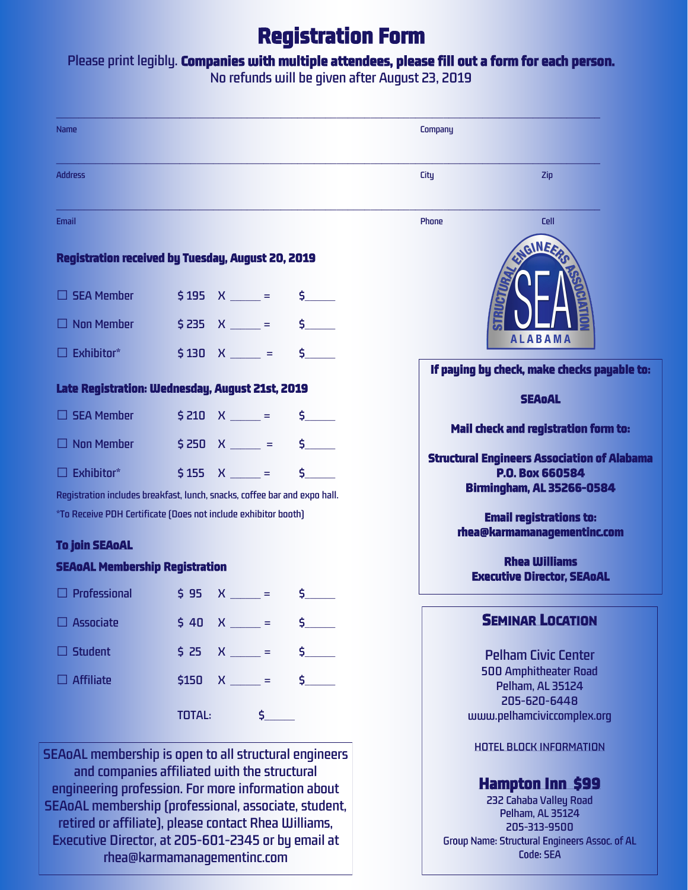# Registration Form

Please print legibly. **Companies with multiple attendees, please fill out a form for each person.**
No refunds will be given after August 23, 2019

Name ____________________ Company ____________________

Address ____________________ City ____________________ Zip ____________________

Email ____________________ Phone ____________________ Cell ____________________

### Registration received by Tuesday, August 20, 2019

- ☐ SEA Member $ 195 X _____ = $_____
- ☐ Non Member $ 235 X _____ = $_____
- ☐ Exhibitor* $ 130 X _____ = $_____

### Late Registration: Wednesday, August 21st, 2019

- ☐ SEA Member $ 210 X _____ = $_____
- ☐ Non Member $ 250 X _____ = $_____
- ☐ Exhibitor* $ 155 X _____ = $_____

Registration includes breakfast, lunch, snacks, coffee bar and expo hall.

*To Receive PDH Certificate (Does not include exhibitor booth)

### To join SEAoAL

### SEAoAL Membership Registration

- ☐ Professional $ 95 X _____ = $_____
- ☐ Associate $ 40 X _____ = $_____
- ☐ Student $ 25 X _____ = $_____
- ☐ Affiliate $150 X _____ = $_____

TOTAL: $_____

SEAoAL membership is open to all structural engineers and companies affiliated with the structural engineering profession. For more information about SEAoAL membership (professional, associate, student, retired or affiliate), please contact Rhea Williams, Executive Director, at 205-601-2345 or by email at rhea@karmamanagementinc.com

STRUCTURAL ENGINEERS ASSOCIATION
SEA
ALABAMA

**If paying by check, make checks payable to:**

**SEAoAL**

**Mail check and registration form to:**

**Structural Engineers Association of Alabama**
**P.O. Box 660584**
**Birmingham, AL 35266-0584**

**Email registrations to:**
**rhea@karmamanagementinc.com**

**Rhea Williams**
**Executive Director, SEAoAL**

### Seminar Location

Pelham Civic Center
500 Amphitheater Road
Pelham, AL 35124
205-620-6448
www.pelhamciviccomplex.org

HOTEL BLOCK INFORMATION

**Hampton Inn $99**
232 Cahaba Valley Road
Pelham, AL 35124
205-313-9500
Group Name: Structural Engineers Assoc. of AL
Code: SEA